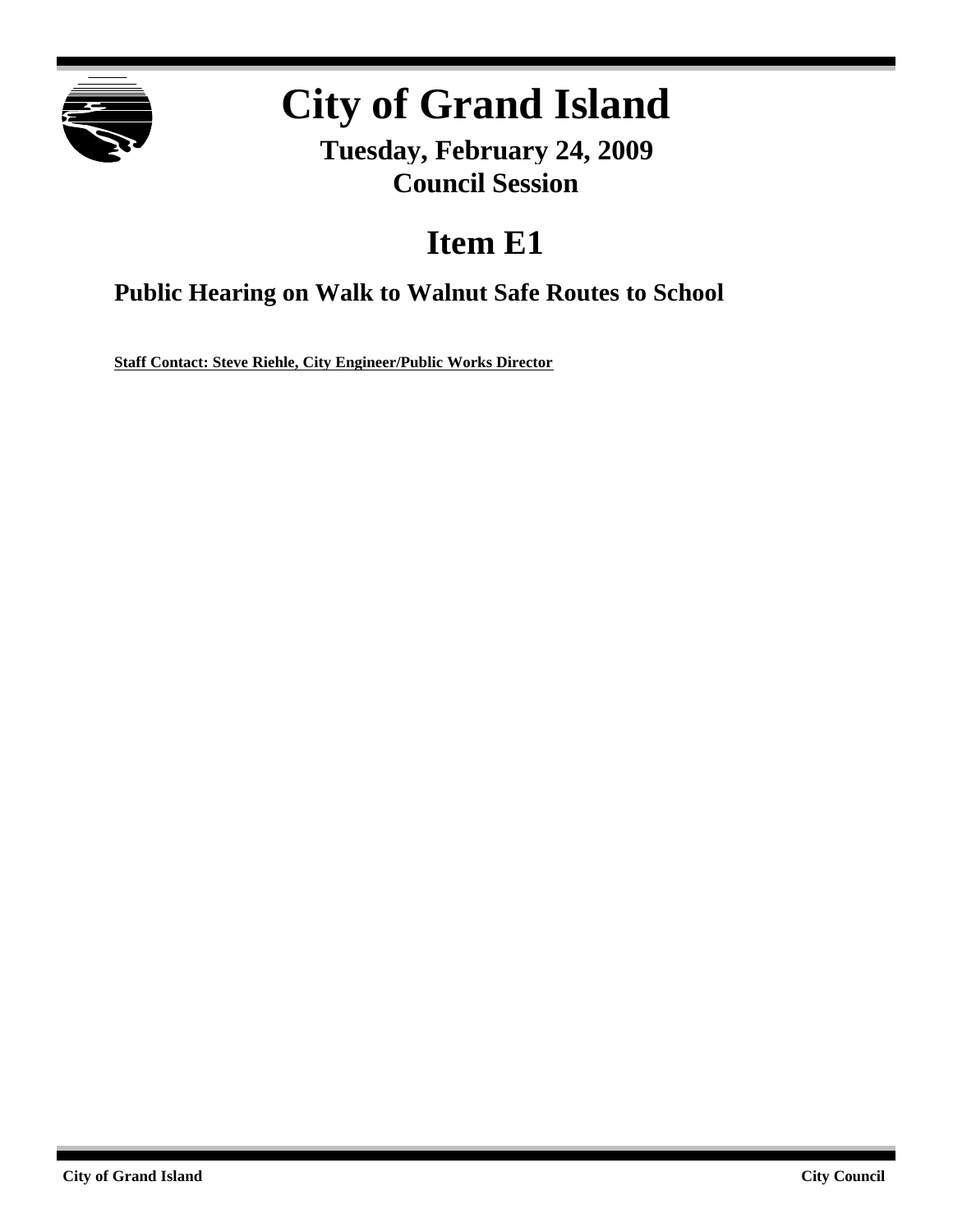# City of Grand Island

## Tuesday, February 24, 2009
## Council Session

# Item E1

## Public Hearing on Walk to Walnut Safe Routes to School

**Staff Contact: Steve Riehle, City Engineer/Public Works Director**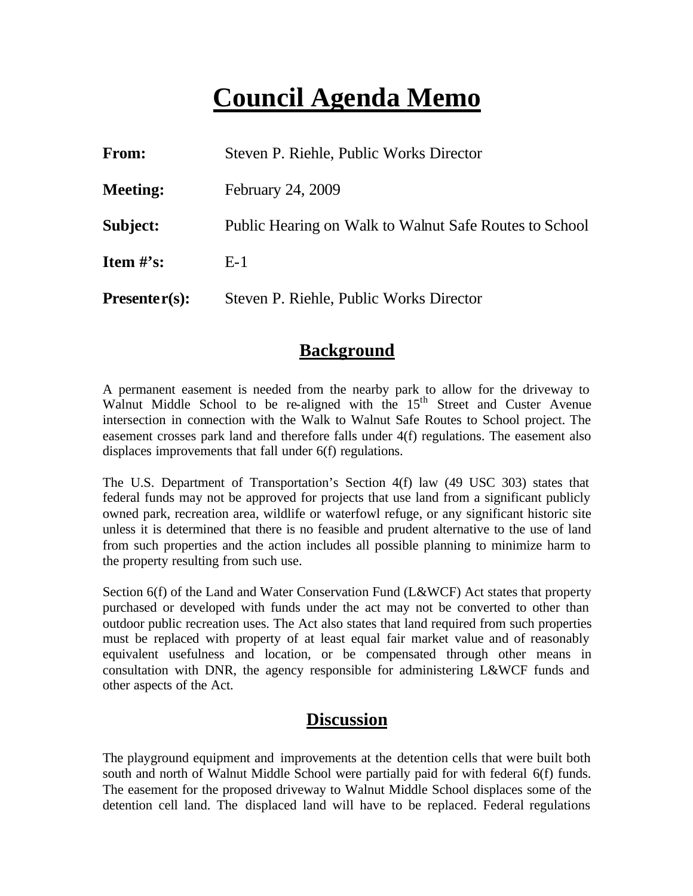# Council Agenda Memo

| | |
|---|---|
| **From:** | Steven P. Riehle, Public Works Director |
| **Meeting:** | February 24, 2009 |
| **Subject:** | Public Hearing on Walk to Walnut Safe Routes to School |
| **Item #'s:** | E-1 |
| **Presenter(s):** | Steven P. Riehle, Public Works Director |

## Background

A permanent easement is needed from the nearby park to allow for the driveway to Walnut Middle School to be re-aligned with the 15th Street and Custer Avenue intersection in connection with the Walk to Walnut Safe Routes to School project. The easement crosses park land and therefore falls under 4(f) regulations. The easement also displaces improvements that fall under 6(f) regulations.

The U.S. Department of Transportation's Section 4(f) law (49 USC 303) states that federal funds may not be approved for projects that use land from a significant publicly owned park, recreation area, wildlife or waterfowl refuge, or any significant historic site unless it is determined that there is no feasible and prudent alternative to the use of land from such properties and the action includes all possible planning to minimize harm to the property resulting from such use.

Section 6(f) of the Land and Water Conservation Fund (L&WCF) Act states that property purchased or developed with funds under the act may not be converted to other than outdoor public recreation uses. The Act also states that land required from such properties must be replaced with property of at least equal fair market value and of reasonably equivalent usefulness and location, or be compensated through other means in consultation with DNR, the agency responsible for administering L&WCF funds and other aspects of the Act.

## Discussion

The playground equipment and improvements at the detention cells that were built both south and north of Walnut Middle School were partially paid for with federal 6(f) funds. The easement for the proposed driveway to Walnut Middle School displaces some of the detention cell land. The displaced land will have to be replaced. Federal regulations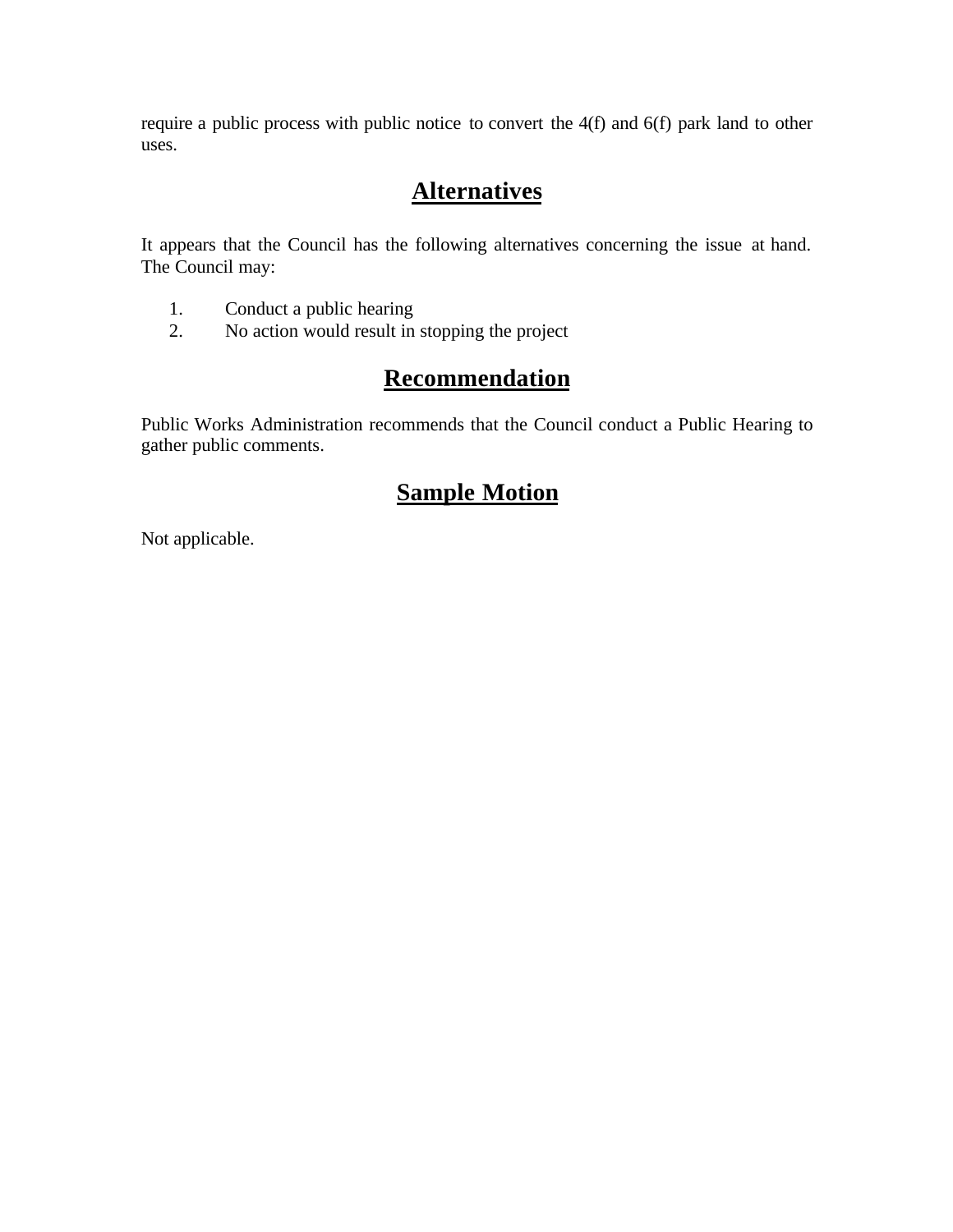require a public process with public notice to convert the 4(f) and 6(f) park land to other uses.

## Alternatives

It appears that the Council has the following alternatives concerning the issue at hand. The Council may:

1. Conduct a public hearing
2. No action would result in stopping the project

## Recommendation

Public Works Administration recommends that the Council conduct a Public Hearing to gather public comments.

## Sample Motion

Not applicable.